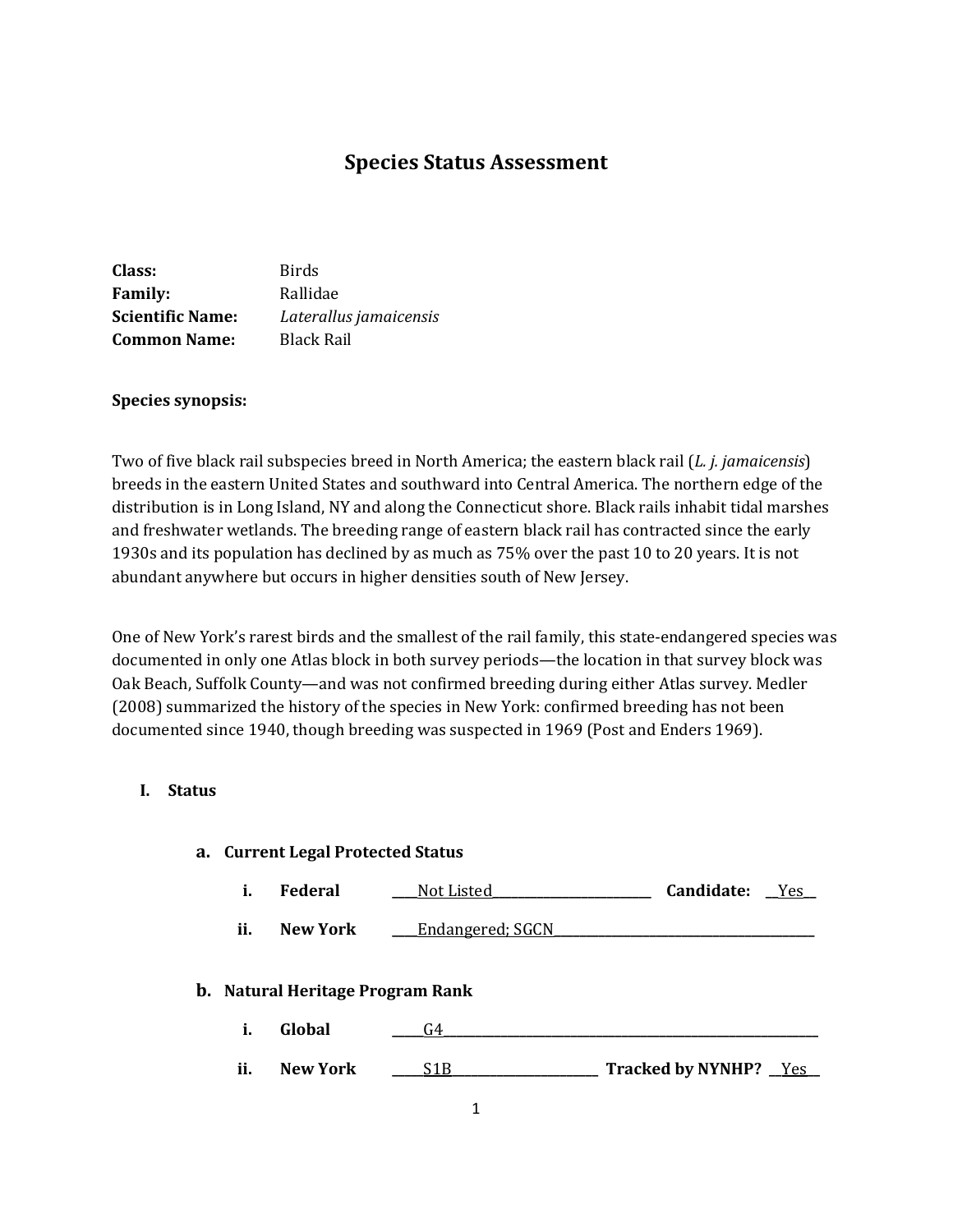# Species Status Assessment

**Class:** Birds
**Family:** Rallidae
**Scientific Name:** *Laterallus jamaicensis*
**Common Name:** Black Rail

**Species synopsis:**

Two of five black rail subspecies breed in North America; the eastern black rail (*L. j. jamaicensis*) breeds in the eastern United States and southward into Central America. The northern edge of the distribution is in Long Island, NY and along the Connecticut shore. Black rails inhabit tidal marshes and freshwater wetlands. The breeding range of eastern black rail has contracted since the early 1930s and its population has declined by as much as 75% over the past 10 to 20 years. It is not abundant anywhere but occurs in higher densities south of New Jersey.

One of New York's rarest birds and the smallest of the rail family, this state-endangered species was documented in only one Atlas block in both survey periods—the location in that survey block was Oak Beach, Suffolk County—and was not confirmed breeding during either Atlas survey. Medler (2008) summarized the history of the species in New York: confirmed breeding has not been documented since 1940, though breeding was suspected in 1969 (Post and Enders 1969).

## I. Status

### a. Current Legal Protected Status

i. **Federal** ____Not Listed________________________ **Candidate:** __Yes__

ii. **New York** ____Endangered; SGCN________________________________________

### b. Natural Heritage Program Rank

i. **Global** _____G4_____________________________________________________________

ii. **New York** _____S1B______________________ **Tracked by NYNHP?** __Yes__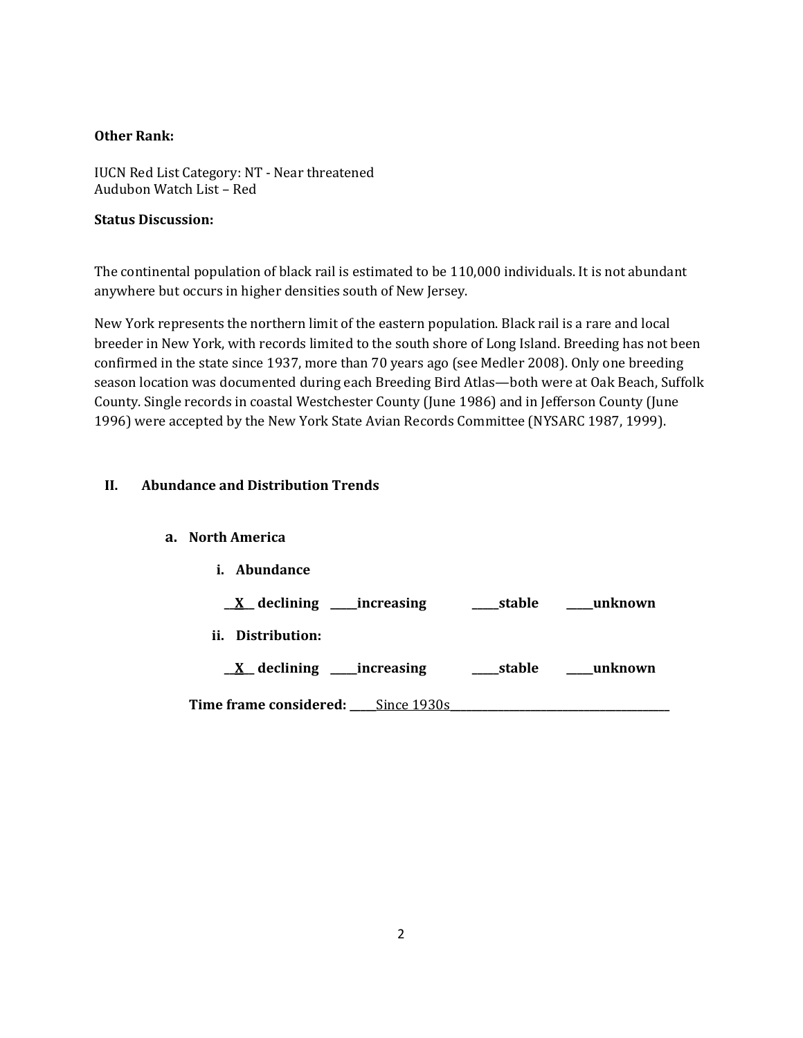**Other Rank:**

IUCN Red List Category: NT - Near threatened
Audubon Watch List – Red

**Status Discussion:**

The continental population of black rail is estimated to be 110,000 individuals. It is not abundant anywhere but occurs in higher densities south of New Jersey.

New York represents the northern limit of the eastern population. Black rail is a rare and local breeder in New York, with records limited to the south shore of Long Island. Breeding has not been confirmed in the state since 1937, more than 70 years ago (see Medler 2008). Only one breeding season location was documented during each Breeding Bird Atlas—both were at Oak Beach, Suffolk County. Single records in coastal Westchester County (June 1986) and in Jefferson County (June 1996) were accepted by the New York State Avian Records Committee (NYSARC 1987, 1999).

## II. Abundance and Distribution Trends

### a. North America

**i. Abundance**

**\_\_X\_\_ declining \_\_\_\_\_increasing \_\_\_\_\_stable \_\_\_\_\_unknown**

**ii. Distribution:**

**\_\_X\_\_ declining \_\_\_\_\_increasing \_\_\_\_\_stable \_\_\_\_\_unknown**

**Time frame considered:** \_\_\_\_\_Since 1930s\_\_\_\_\_\_\_\_\_\_\_\_\_\_\_\_\_\_\_\_\_\_\_\_\_\_\_\_\_\_\_\_\_\_\_\_\_\_\_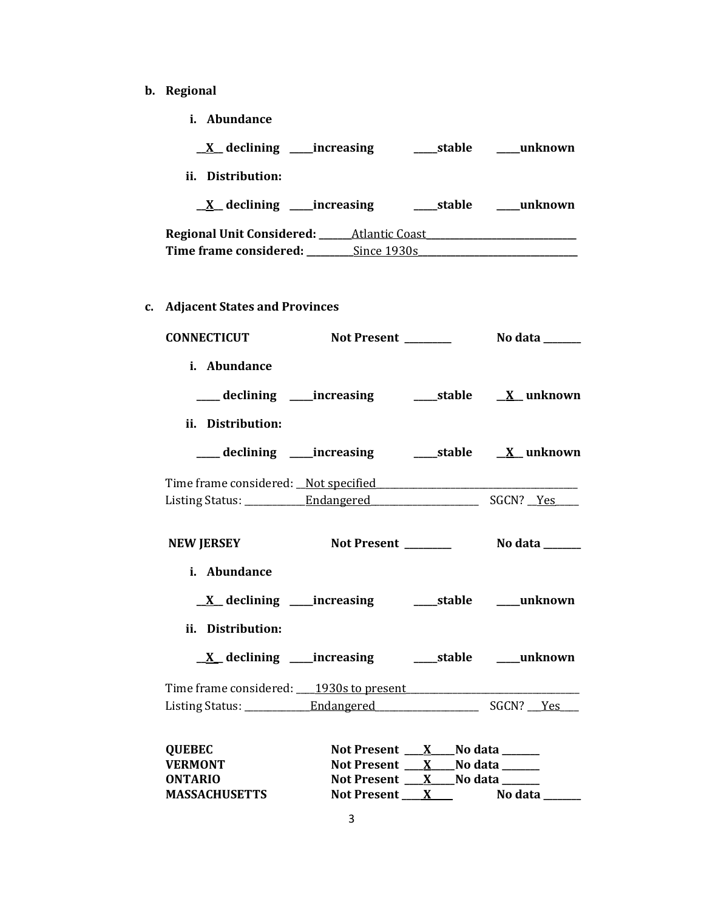**b. Regional**

**i. Abundance**

**\_\_X\_\_ declining \_\_\_\_increasing \_\_\_\_stable \_\_\_\_unknown**

**ii. Distribution:**

**\_\_X\_\_ declining \_\_\_\_increasing \_\_\_\_stable \_\_\_\_unknown**

**Regional Unit Considered:** \_\_\_\_\_\_Atlantic Coast\_\_\_\_\_\_\_\_\_\_\_\_\_\_\_\_\_\_\_\_\_\_\_\_\_\_\_\_\_\_

**Time frame considered:** \_\_\_\_\_\_\_\_\_\_Since 1930s\_\_\_\_\_\_\_\_\_\_\_\_\_\_\_\_\_\_\_\_\_\_\_\_\_\_\_\_\_\_\_\_

**c. Adjacent States and Provinces**

**CONNECTICUT** **Not Present \_\_\_\_\_\_\_\_\_** **No data \_\_\_\_\_\_\_**

**i. Abundance**

**\_\_\_\_ declining \_\_\_\_increasing \_\_\_\_stable \_\_X\_\_ unknown**

**ii. Distribution:**

**\_\_\_\_ declining \_\_\_\_increasing \_\_\_\_stable \_\_X\_\_ unknown**

Time frame considered: \_\_Not specified\_\_\_\_\_\_\_\_\_\_\_\_\_\_\_\_\_\_\_\_\_\_\_\_\_\_\_\_\_\_\_\_\_\_\_\_\_\_\_\_

Listing Status: \_\_\_\_\_\_\_\_\_\_\_\_Endangered\_\_\_\_\_\_\_\_\_\_\_\_\_\_\_\_\_\_\_\_\_\_ SGCN? \_\_Yes\_\_\_\_

**NEW JERSEY** **Not Present \_\_\_\_\_\_\_\_\_** **No data \_\_\_\_\_\_\_**

**i. Abundance**

**\_\_X\_\_ declining \_\_\_\_increasing \_\_\_\_stable \_\_\_\_unknown**

**ii. Distribution:**

**\_\_X\_\_ declining \_\_\_\_increasing \_\_\_\_stable \_\_\_\_unknown**

Time frame considered: \_\_\_\_1930s to present\_\_\_\_\_\_\_\_\_\_\_\_\_\_\_\_\_\_\_\_\_\_\_\_\_\_\_\_\_\_\_\_\_\_

Listing Status: \_\_\_\_\_\_\_\_\_\_\_\_\_Endangered\_\_\_\_\_\_\_\_\_\_\_\_\_\_\_\_\_\_\_\_\_ SGCN? \_\_\_Yes\_\_\_\_

**QUEBEC** **Not Present \_\_\_\_X\_\_\_\_No data \_\_\_\_\_\_\_**

**VERMONT** **Not Present \_\_\_\_X\_\_\_\_No data \_\_\_\_\_\_\_**

**ONTARIO** **Not Present \_\_\_\_X\_\_\_\_No data \_\_\_\_\_\_\_**

**MASSACHUSETTS** **Not Present \_\_\_\_X\_\_\_\_** **No data \_\_\_\_\_\_\_**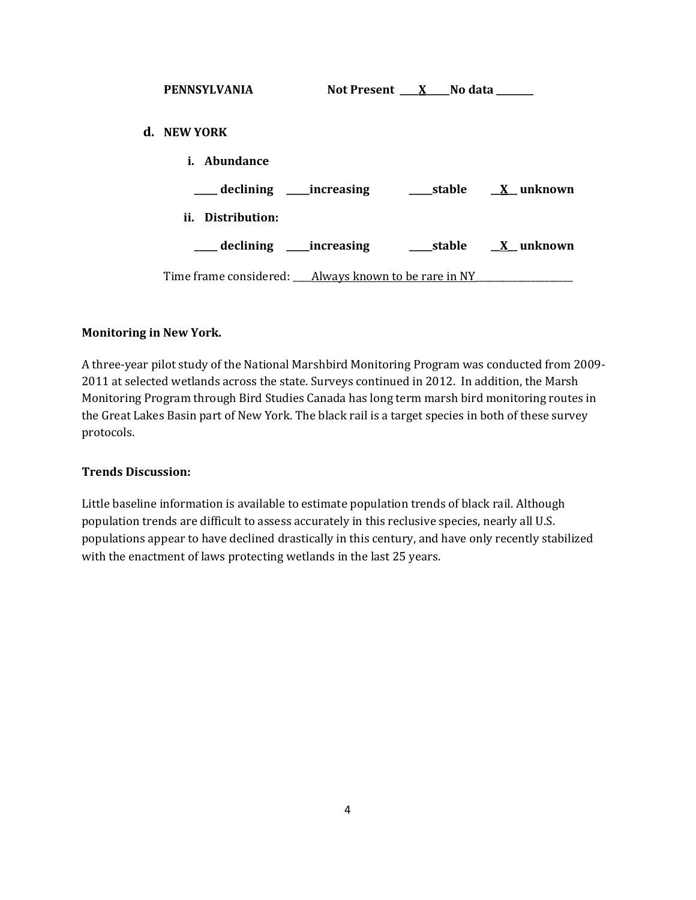**PENNSYLVANIA** **Not Present \_\_\_\_X\_\_\_\_\_ No data \_\_\_\_\_\_\_\_**

**d. NEW YORK**

**i. Abundance**

**\_\_\_\_\_ declining \_\_\_\_\_increasing \_\_\_\_\_stable \_\_X\_\_ unknown**

**ii. Distribution:**

**\_\_\_\_\_ declining \_\_\_\_\_increasing \_\_\_\_\_stable \_\_X\_\_ unknown**

Time frame considered: \_\_\_\_Always known to be rare in NY\_\_\_\_\_\_\_\_\_\_\_\_\_\_\_\_\_\_\_\_\_

**Monitoring in New York.**

A three-year pilot study of the National Marshbird Monitoring Program was conducted from 2009-2011 at selected wetlands across the state. Surveys continued in 2012. In addition, the Marsh Monitoring Program through Bird Studies Canada has long term marsh bird monitoring routes in the Great Lakes Basin part of New York. The black rail is a target species in both of these survey protocols.

**Trends Discussion:**

Little baseline information is available to estimate population trends of black rail. Although population trends are difficult to assess accurately in this reclusive species, nearly all U.S. populations appear to have declined drastically in this century, and have only recently stabilized with the enactment of laws protecting wetlands in the last 25 years.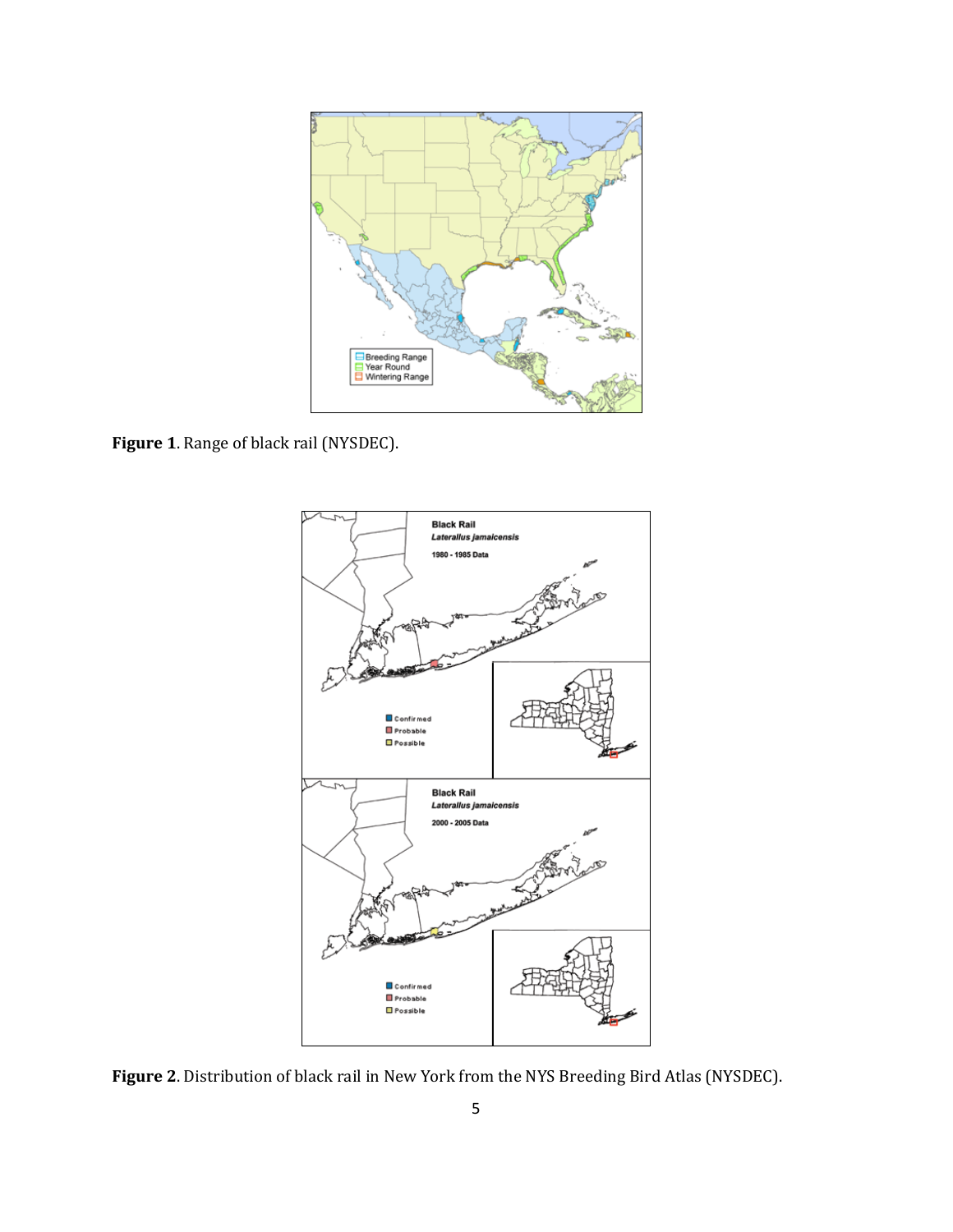**Figure 1**. Range of black rail (NYSDEC).

**Figure 2**. Distribution of black rail in New York from the NYS Breeding Bird Atlas (NYSDEC).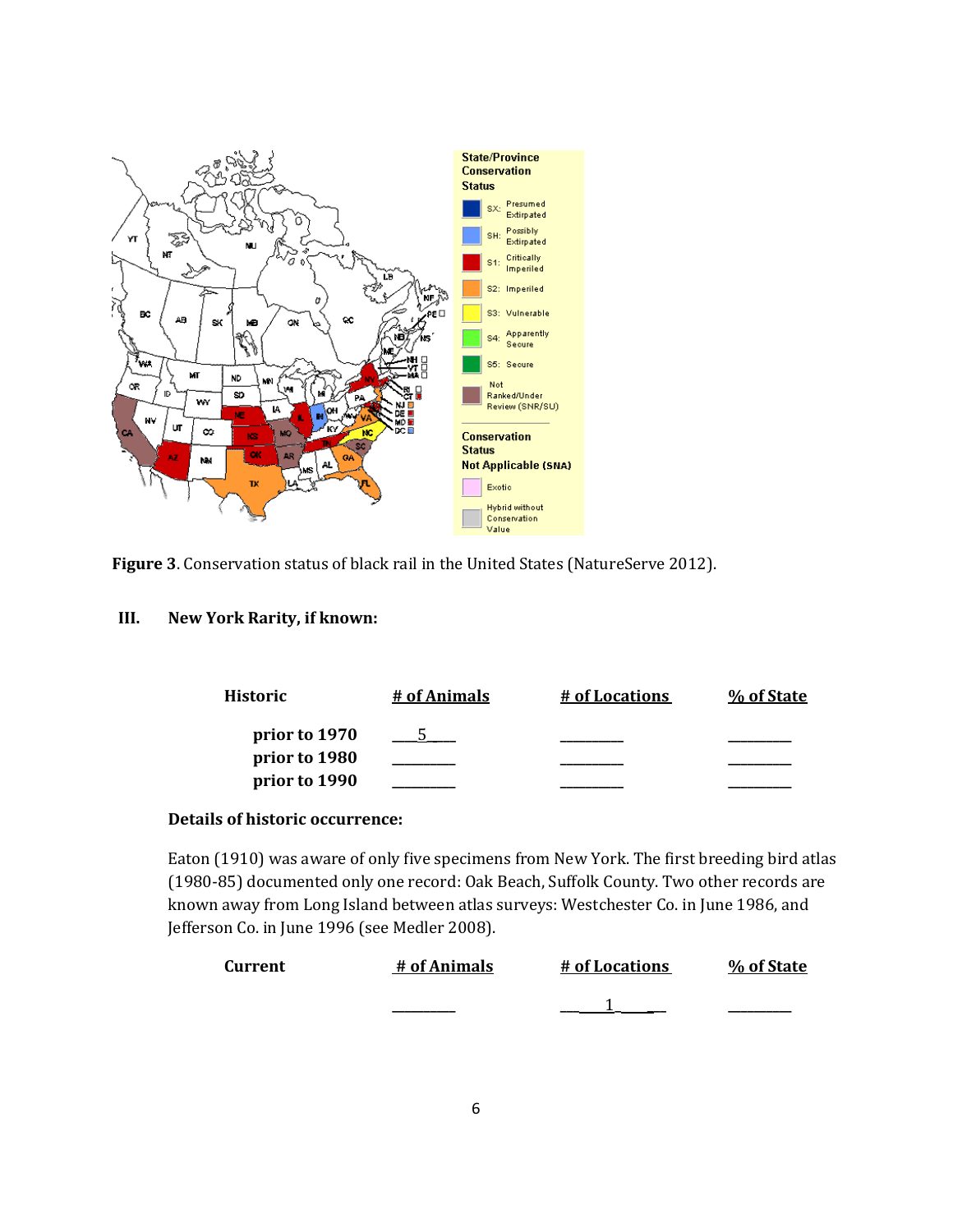**Figure 3**. Conservation status of black rail in the United States (NatureServe 2012).

## III. New York Rarity, if known:

| Historic | # of Animals | # of Locations | % of State |
|---|---|---|---|
| prior to 1970 | 5 | | |
| prior to 1980 | | | |
| prior to 1990 | | | |

**Details of historic occurrence:**

Eaton (1910) was aware of only five specimens from New York. The first breeding bird atlas (1980-85) documented only one record: Oak Beach, Suffolk County. Two other records are known away from Long Island between atlas surveys: Westchester Co. in June 1986, and Jefferson Co. in June 1996 (see Medler 2008).

| Current | # of Animals | # of Locations | % of State |
|---|---|---|---|
| | | 1 | |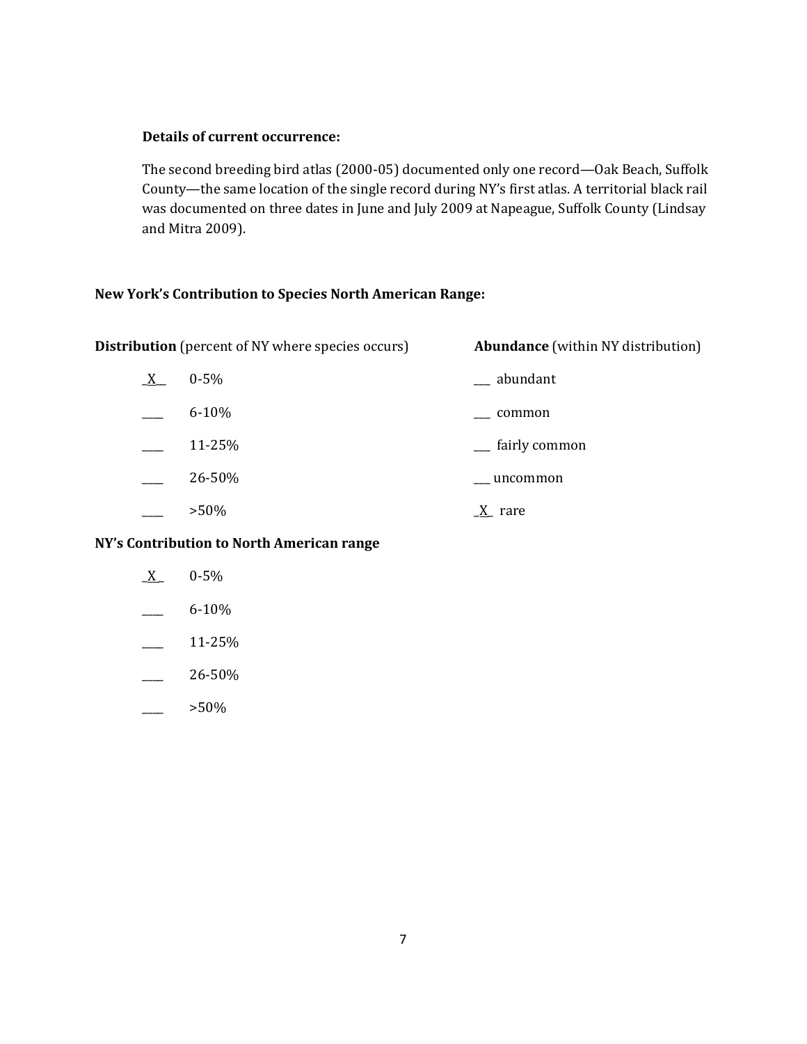**Details of current occurrence:**

The second breeding bird atlas (2000-05) documented only one record—Oak Beach, Suffolk County—the same location of the single record during NY's first atlas. A territorial black rail was documented on three dates in June and July 2009 at Napeague, Suffolk County (Lindsay and Mitra 2009).

**New York's Contribution to Species North American Range:**

**Distribution** (percent of NY where species occurs)

_X__ 0-5%

____ 6-10%

____ 11-25%

____ 26-50%

____ >50%

**Abundance** (within NY distribution)

___ abundant

___ common

___ fairly common

___ uncommon

_X_ rare

**NY's Contribution to North American range**

_X_ 0-5%

____ 6-10%

____ 11-25%

____ 26-50%

____ >50%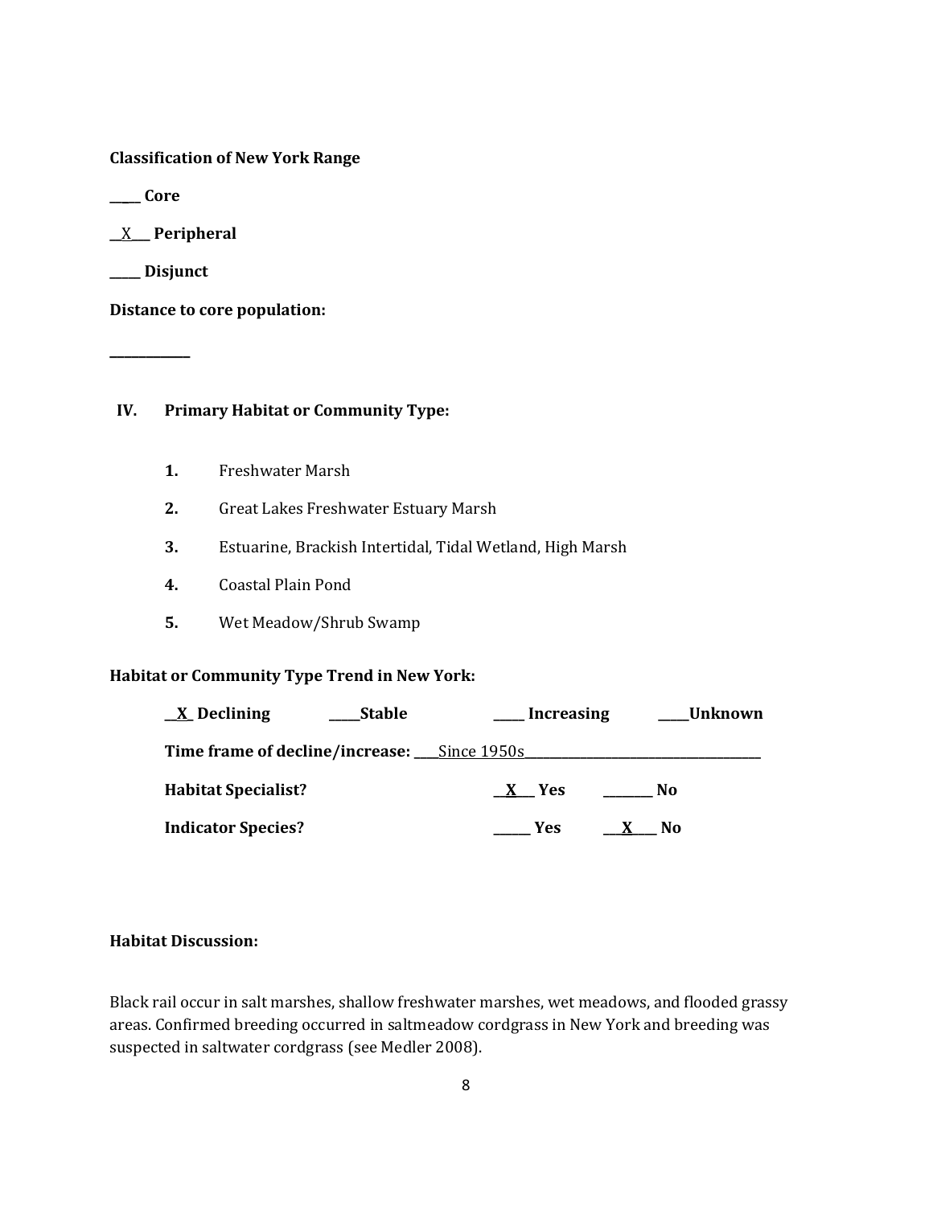**Classification of New York Range**

_____ **Core**

__X___ **Peripheral**

_____ **Disjunct**

**Distance to core population:**

____________

## IV. Primary Habitat or Community Type:

1. Freshwater Marsh
2. Great Lakes Freshwater Estuary Marsh
3. Estuarine, Brackish Intertidal, Tidal Wetland, High Marsh
4. Coastal Plain Pond
5. Wet Meadow/Shrub Swamp

**Habitat or Community Type Trend in New York:**

__X_ **Declining** _____**Stable** _____ **Increasing** _____**Unknown**

**Time frame of decline/increase:** ____Since 1950s______________________________________

**Habitat Specialist?** __X___ **Yes** ________ **No**

**Indicator Species?** ______ **Yes** ___X____ **No**

**Habitat Discussion:**

Black rail occur in salt marshes, shallow freshwater marshes, wet meadows, and flooded grassy areas. Confirmed breeding occurred in saltmeadow cordgrass in New York and breeding was suspected in saltwater cordgrass (see Medler 2008).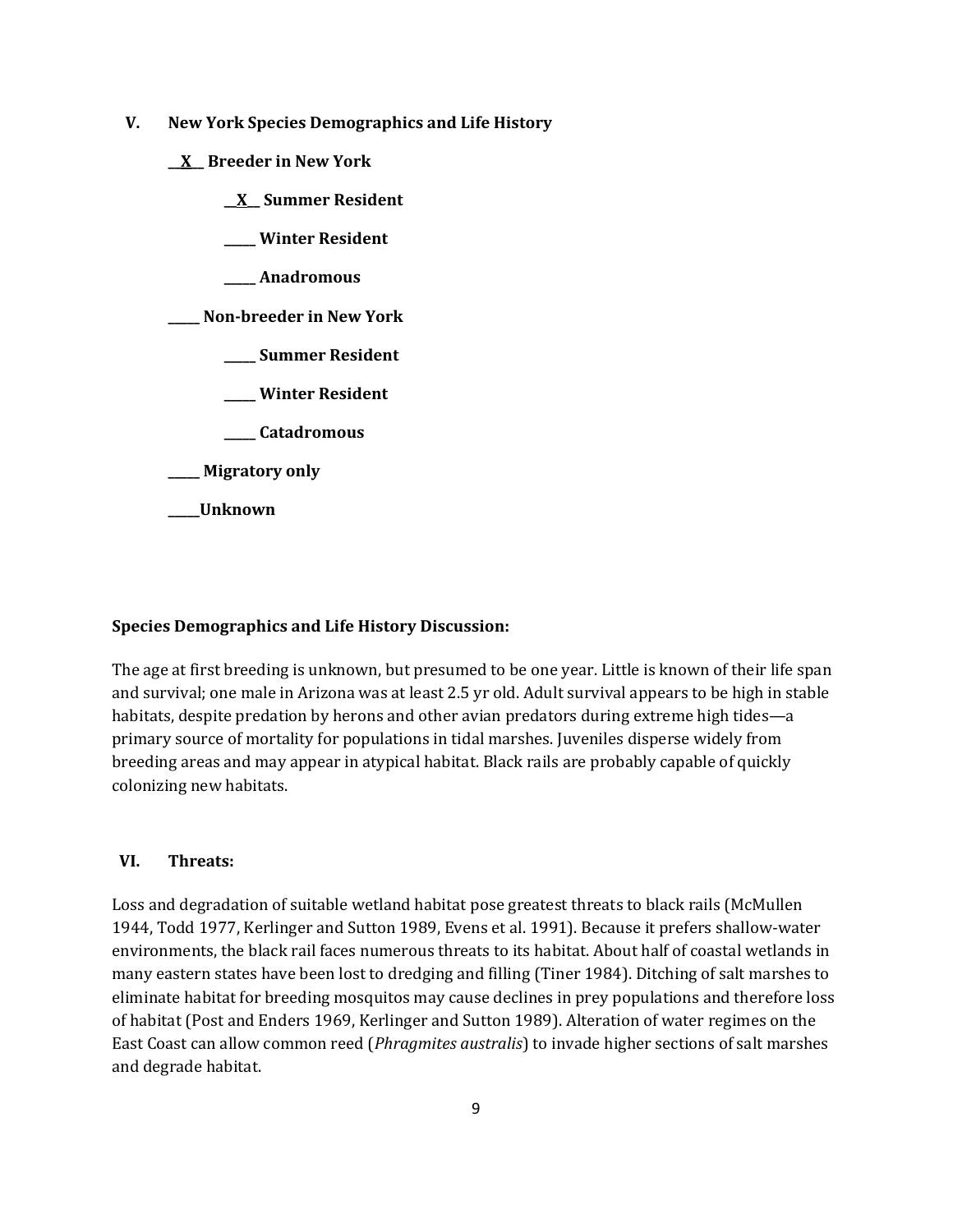## V. New York Species Demographics and Life History

**__X__ Breeder in New York**

**__X__ Summer Resident**

**_____ Winter Resident**

**_____ Anadromous**

**_____ Non-breeder in New York**

**_____ Summer Resident**

**_____ Winter Resident**

**_____ Catadromous**

**_____ Migratory only**

**_____Unknown**

**Species Demographics and Life History Discussion:**

The age at first breeding is unknown, but presumed to be one year. Little is known of their life span and survival; one male in Arizona was at least 2.5 yr old. Adult survival appears to be high in stable habitats, despite predation by herons and other avian predators during extreme high tides—a primary source of mortality for populations in tidal marshes. Juveniles disperse widely from breeding areas and may appear in atypical habitat. Black rails are probably capable of quickly colonizing new habitats.

## VI. Threats:

Loss and degradation of suitable wetland habitat pose greatest threats to black rails (McMullen 1944, Todd 1977, Kerlinger and Sutton 1989, Evens et al. 1991). Because it prefers shallow-water environments, the black rail faces numerous threats to its habitat. About half of coastal wetlands in many eastern states have been lost to dredging and filling (Tiner 1984). Ditching of salt marshes to eliminate habitat for breeding mosquitos may cause declines in prey populations and therefore loss of habitat (Post and Enders 1969, Kerlinger and Sutton 1989). Alteration of water regimes on the East Coast can allow common reed (*Phragmites australis*) to invade higher sections of salt marshes and degrade habitat.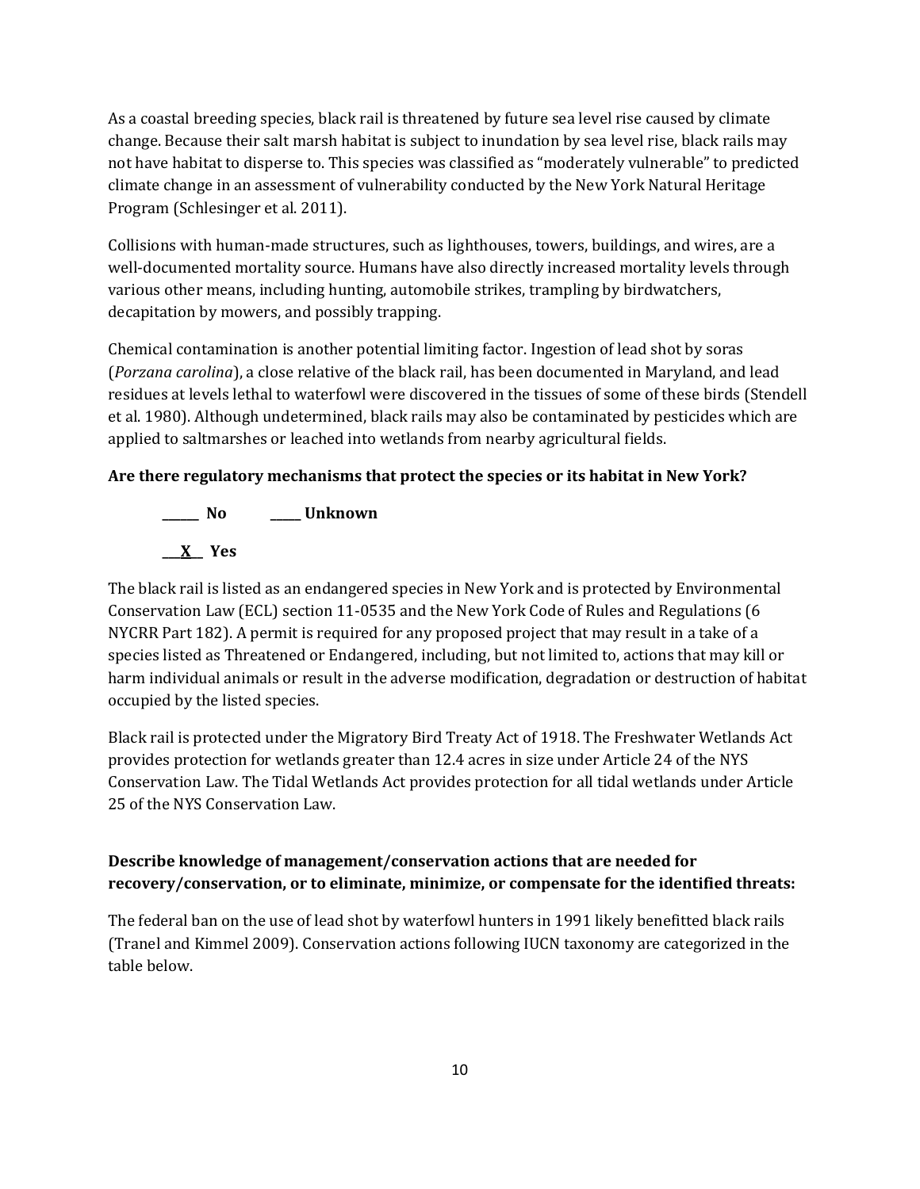As a coastal breeding species, black rail is threatened by future sea level rise caused by climate change. Because their salt marsh habitat is subject to inundation by sea level rise, black rails may not have habitat to disperse to. This species was classified as "moderately vulnerable" to predicted climate change in an assessment of vulnerability conducted by the New York Natural Heritage Program (Schlesinger et al. 2011).

Collisions with human-made structures, such as lighthouses, towers, buildings, and wires, are a well-documented mortality source. Humans have also directly increased mortality levels through various other means, including hunting, automobile strikes, trampling by birdwatchers, decapitation by mowers, and possibly trapping.

Chemical contamination is another potential limiting factor. Ingestion of lead shot by soras (*Porzana carolina*), a close relative of the black rail, has been documented in Maryland, and lead residues at levels lethal to waterfowl were discovered in the tissues of some of these birds (Stendell et al. 1980). Although undetermined, black rails may also be contaminated by pesticides which are applied to saltmarshes or leached into wetlands from nearby agricultural fields.

**Are there regulatory mechanisms that protect the species or its habitat in New York?**

**______ No ______ Unknown**

**__X__ Yes**

The black rail is listed as an endangered species in New York and is protected by Environmental Conservation Law (ECL) section 11-0535 and the New York Code of Rules and Regulations (6 NYCRR Part 182). A permit is required for any proposed project that may result in a take of a species listed as Threatened or Endangered, including, but not limited to, actions that may kill or harm individual animals or result in the adverse modification, degradation or destruction of habitat occupied by the listed species.

Black rail is protected under the Migratory Bird Treaty Act of 1918. The Freshwater Wetlands Act provides protection for wetlands greater than 12.4 acres in size under Article 24 of the NYS Conservation Law. The Tidal Wetlands Act provides protection for all tidal wetlands under Article 25 of the NYS Conservation Law.

**Describe knowledge of management/conservation actions that are needed for recovery/conservation, or to eliminate, minimize, or compensate for the identified threats:**

The federal ban on the use of lead shot by waterfowl hunters in 1991 likely benefitted black rails (Tranel and Kimmel 2009). Conservation actions following IUCN taxonomy are categorized in the table below.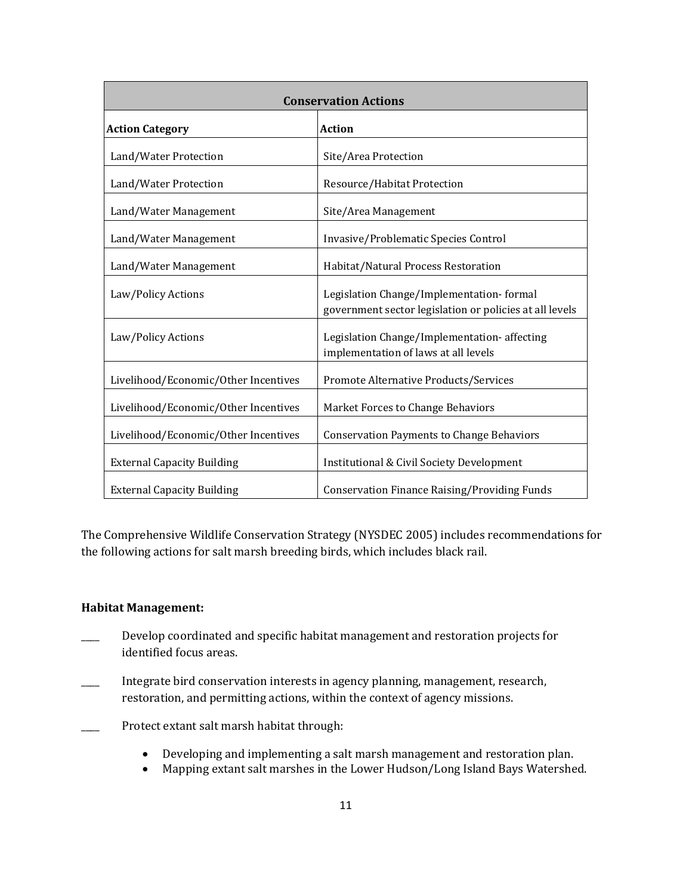| Conservation Actions | |
|---|---|
| **Action Category** | **Action** |
| Land/Water Protection | Site/Area Protection |
| Land/Water Protection | Resource/Habitat Protection |
| Land/Water Management | Site/Area Management |
| Land/Water Management | Invasive/Problematic Species Control |
| Land/Water Management | Habitat/Natural Process Restoration |
| Law/Policy Actions | Legislation Change/Implementation- formal government sector legislation or policies at all levels |
| Law/Policy Actions | Legislation Change/Implementation- affecting implementation of laws at all levels |
| Livelihood/Economic/Other Incentives | Promote Alternative Products/Services |
| Livelihood/Economic/Other Incentives | Market Forces to Change Behaviors |
| Livelihood/Economic/Other Incentives | Conservation Payments to Change Behaviors |
| External Capacity Building | Institutional & Civil Society Development |
| External Capacity Building | Conservation Finance Raising/Providing Funds |

The Comprehensive Wildlife Conservation Strategy (NYSDEC 2005) includes recommendations for the following actions for salt marsh breeding birds, which includes black rail.

**Habitat Management:**

____ Develop coordinated and specific habitat management and restoration projects for identified focus areas.

____ Integrate bird conservation interests in agency planning, management, research, restoration, and permitting actions, within the context of agency missions.

____ Protect extant salt marsh habitat through:

- Developing and implementing a salt marsh management and restoration plan.
- Mapping extant salt marshes in the Lower Hudson/Long Island Bays Watershed.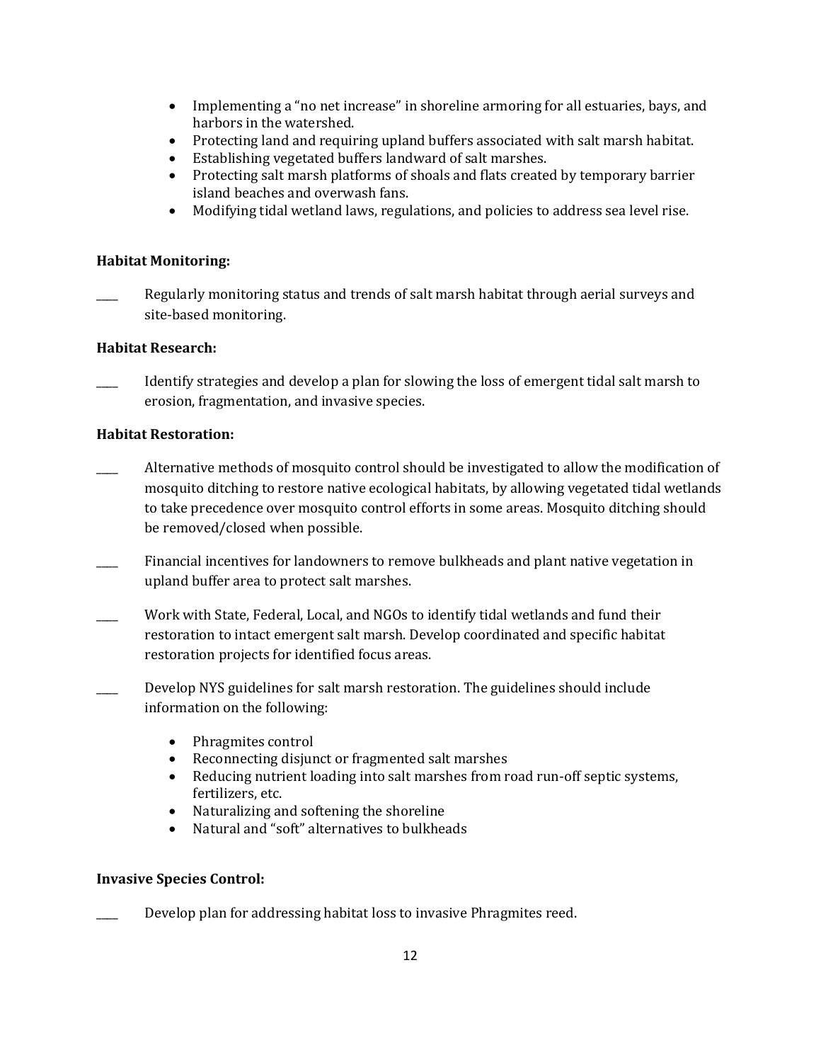- Implementing a "no net increase" in shoreline armoring for all estuaries, bays, and harbors in the watershed.
- Protecting land and requiring upland buffers associated with salt marsh habitat.
- Establishing vegetated buffers landward of salt marshes.
- Protecting salt marsh platforms of shoals and flats created by temporary barrier island beaches and overwash fans.
- Modifying tidal wetland laws, regulations, and policies to address sea level rise.

**Habitat Monitoring:**

____ Regularly monitoring status and trends of salt marsh habitat through aerial surveys and site-based monitoring.

**Habitat Research:**

____ Identify strategies and develop a plan for slowing the loss of emergent tidal salt marsh to erosion, fragmentation, and invasive species.

**Habitat Restoration:**

____ Alternative methods of mosquito control should be investigated to allow the modification of mosquito ditching to restore native ecological habitats, by allowing vegetated tidal wetlands to take precedence over mosquito control efforts in some areas. Mosquito ditching should be removed/closed when possible.

____ Financial incentives for landowners to remove bulkheads and plant native vegetation in upland buffer area to protect salt marshes.

____ Work with State, Federal, Local, and NGOs to identify tidal wetlands and fund their restoration to intact emergent salt marsh. Develop coordinated and specific habitat restoration projects for identified focus areas.

____ Develop NYS guidelines for salt marsh restoration. The guidelines should include information on the following:

- Phragmites control
- Reconnecting disjunct or fragmented salt marshes
- Reducing nutrient loading into salt marshes from road run-off septic systems, fertilizers, etc.
- Naturalizing and softening the shoreline
- Natural and "soft" alternatives to bulkheads

**Invasive Species Control:**

____ Develop plan for addressing habitat loss to invasive Phragmites reed.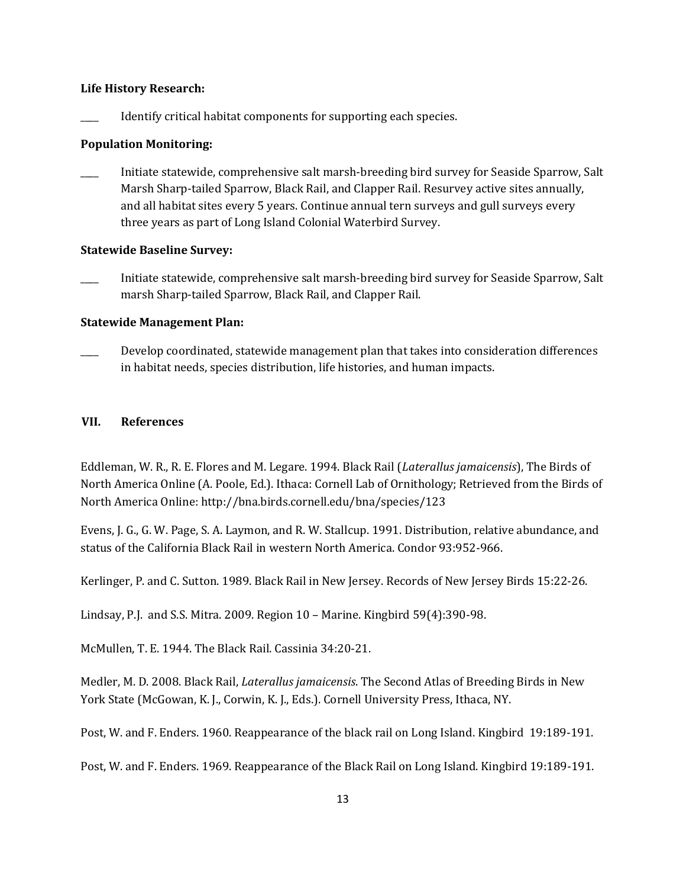**Life History Research:**

____ Identify critical habitat components for supporting each species.

**Population Monitoring:**

____ Initiate statewide, comprehensive salt marsh-breeding bird survey for Seaside Sparrow, Salt Marsh Sharp-tailed Sparrow, Black Rail, and Clapper Rail. Resurvey active sites annually, and all habitat sites every 5 years. Continue annual tern surveys and gull surveys every three years as part of Long Island Colonial Waterbird Survey.

**Statewide Baseline Survey:**

____ Initiate statewide, comprehensive salt marsh-breeding bird survey for Seaside Sparrow, Salt marsh Sharp-tailed Sparrow, Black Rail, and Clapper Rail.

**Statewide Management Plan:**

____ Develop coordinated, statewide management plan that takes into consideration differences in habitat needs, species distribution, life histories, and human impacts.

## VII. References

Eddleman, W. R., R. E. Flores and M. Legare. 1994. Black Rail (*Laterallus jamaicensis*), The Birds of North America Online (A. Poole, Ed.). Ithaca: Cornell Lab of Ornithology; Retrieved from the Birds of North America Online: http://bna.birds.cornell.edu/bna/species/123

Evens, J. G., G. W. Page, S. A. Laymon, and R. W. Stallcup. 1991. Distribution, relative abundance, and status of the California Black Rail in western North America. Condor 93:952-966.

Kerlinger, P. and C. Sutton. 1989. Black Rail in New Jersey. Records of New Jersey Birds 15:22-26.

Lindsay, P.J. and S.S. Mitra. 2009. Region 10 – Marine. Kingbird 59(4):390-98.

McMullen, T. E. 1944. The Black Rail. Cassinia 34:20-21.

Medler, M. D. 2008. Black Rail, *Laterallus jamaicensis*. The Second Atlas of Breeding Birds in New York State (McGowan, K. J., Corwin, K. J., Eds.). Cornell University Press, Ithaca, NY.

Post, W. and F. Enders. 1960. Reappearance of the black rail on Long Island. Kingbird 19:189-191.

Post, W. and F. Enders. 1969. Reappearance of the Black Rail on Long Island. Kingbird 19:189-191.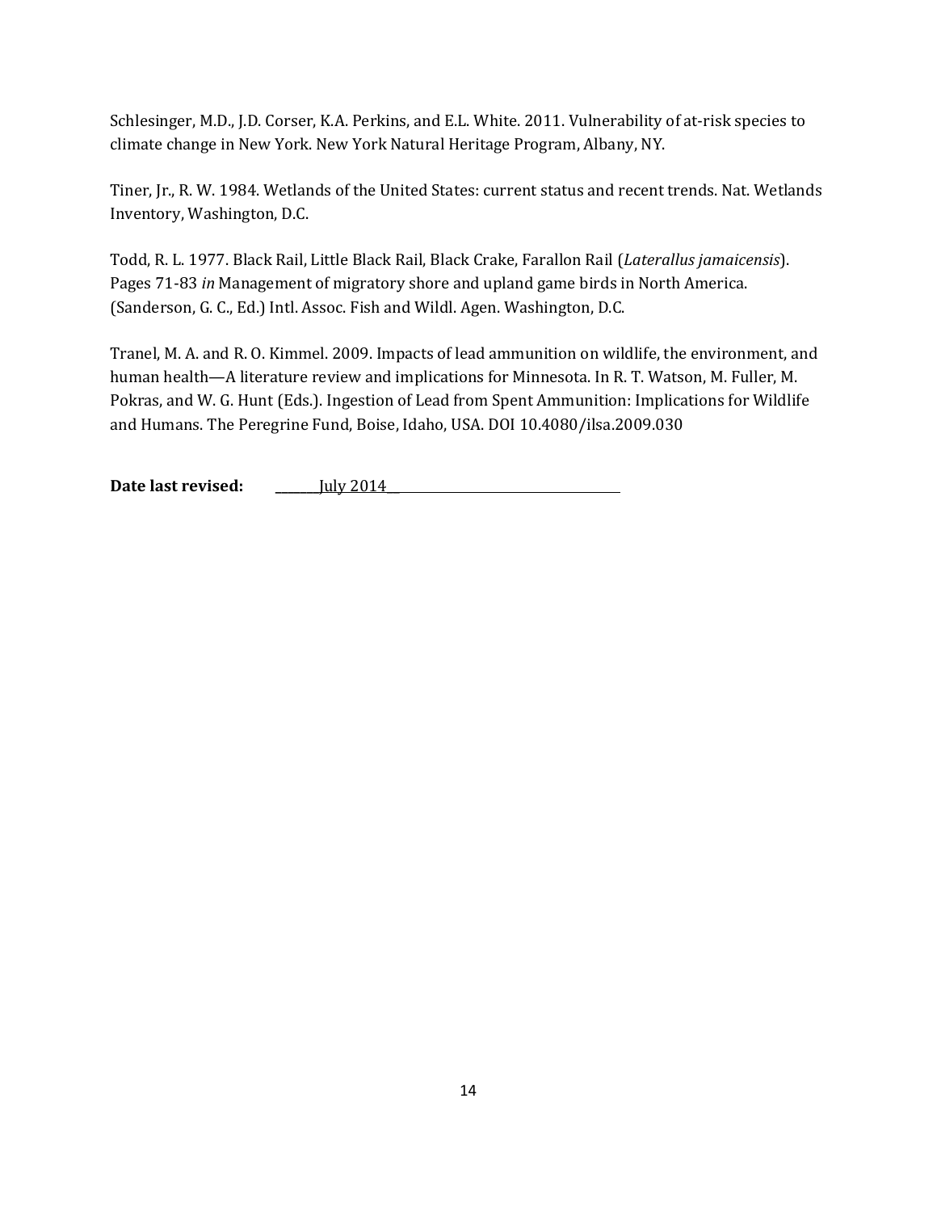Schlesinger, M.D., J.D. Corser, K.A. Perkins, and E.L. White. 2011. Vulnerability of at-risk species to climate change in New York. New York Natural Heritage Program, Albany, NY.

Tiner, Jr., R. W. 1984. Wetlands of the United States: current status and recent trends. Nat. Wetlands Inventory, Washington, D.C.

Todd, R. L. 1977. Black Rail, Little Black Rail, Black Crake, Farallon Rail (*Laterallus jamaicensis*). Pages 71-83 *in* Management of migratory shore and upland game birds in North America. (Sanderson, G. C., Ed.) Intl. Assoc. Fish and Wildl. Agen. Washington, D.C.

Tranel, M. A. and R. O. Kimmel. 2009. Impacts of lead ammunition on wildlife, the environment, and human health—A literature review and implications for Minnesota. In R. T. Watson, M. Fuller, M. Pokras, and W. G. Hunt (Eds.). Ingestion of Lead from Spent Ammunition: Implications for Wildlife and Humans. The Peregrine Fund, Boise, Idaho, USA. DOI 10.4080/ilsa.2009.030

**Date last revised:** July 2014